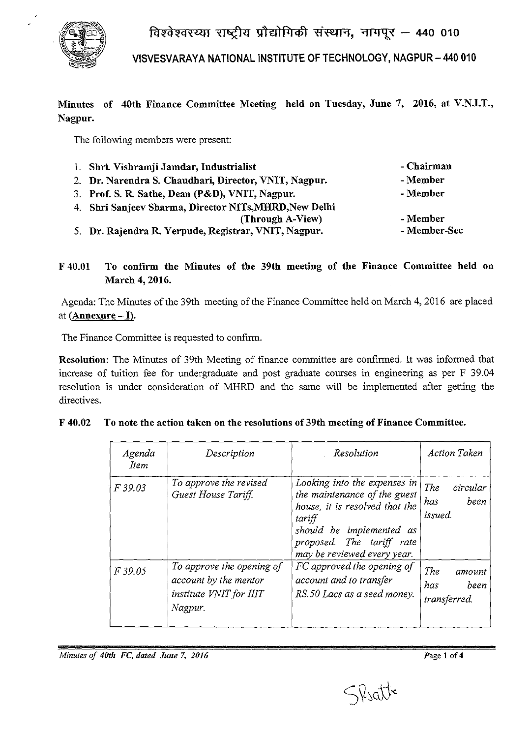विश्वेश्वरय्या राष्ट्रीय प्रौद्योगिकी संस्थान, नागपूर – 440 010

VISVESVARAYA NATIONAL INSTITUTE OF TECHNOLOGY, NAGPUR – 440 010

**Minutes of 40th Finance Committee Meeting held on Tuesday, June 7, 2016, at V.N.I.T., Nagpur.**

The following members were present:

1. **Shri. Vishramji Jamdar, Industrialist** - Chairman
2. **Dr. Narendra S. Chaudhari, Director, VNIT, Nagpur.** - Member
3. **Prof. S. R. Sathe, Dean (P&D), VNIT, Nagpur.** - Member
4. **Shri Sanjeev Sharma, Director NITs,MHRD,New Delhi (Through A-View)** - Member
5. **Dr. Rajendra R. Yerpude, Registrar, VNIT, Nagpur.** - Member-Sec

## F 40.01 To confirm the Minutes of the 39th meeting of the Finance Committee held on March 4, 2016.

Agenda: The Minutes of the 39th meeting of the Finance Committee held on March 4, 2016 are placed at **(Annexure – I).**

The Finance Committee is requested to confirm.

**Resolution**: The Minutes of 39th Meeting of finance committee are confirmed. It was informed that increase of tuition fee for undergraduate and post graduate courses in engineering as per F 39.04 resolution is under consideration of MHRD and the same will be implemented after getting the directives.

## F 40.02 To note the action taken on the resolutions of 39th meeting of Finance Committee.

| *Agenda Item* | *Description* | *Resolution* | *Action Taken* |
|---|---|---|---|
| *F 39.03* | *To approve the revised Guest House Tariff.* | *Looking into the expenses in the maintenance of the guest house, it is resolved that the tariff should be implemented as proposed. The tariff rate may be reviewed every year.* | *The circular has been issued.* |
| *F 39.05* | *To approve the opening of account by the mentor institute VNIT for IIIT Nagpur.* | *FC approved the opening of account and to transfer RS.50 Lacs as a seed money.* | *The amount has been transferred.* |

SRSathe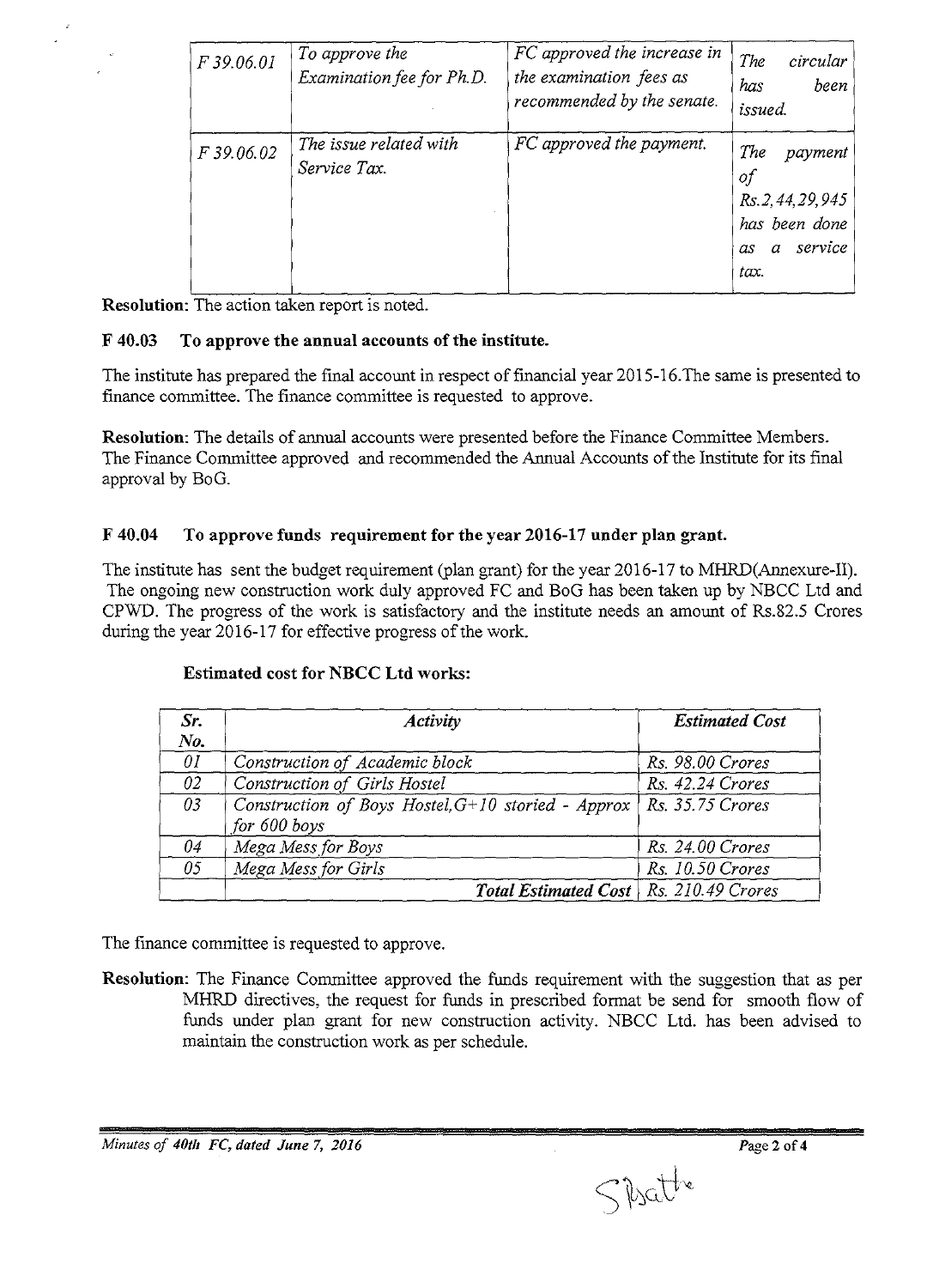| F 39.06.01 | *To approve the Examination fee for Ph.D.* | *FC approved the increase in the examination fees as recommended by the senate.* | *The circular has been issued.* |
|---|---|---|---|
| F 39.06.02 | *The issue related with Service Tax.* | *FC approved the payment.* | *The payment of Rs.2,44,29,945 has been done as a service tax.* |

**Resolution**: The action taken report is noted.

### F 40.03 To approve the annual accounts of the institute.

The institute has prepared the final account in respect of financial year 2015-16.The same is presented to finance committee. The finance committee is requested to approve.

**Resolution**: The details of annual accounts were presented before the Finance Committee Members. The Finance Committee approved and recommended the Annual Accounts of the Institute for its final approval by BoG.

### F 40.04 To approve funds requirement for the year 2016-17 under plan grant.

The institute has sent the budget requirement (plan grant) for the year 2016-17 to MHRD(Annexure-II). The ongoing new construction work duly approved FC and BoG has been taken up by NBCC Ltd and CPWD. The progress of the work is satisfactory and the institute needs an amount of Rs.82.5 Crores during the year 2016-17 for effective progress of the work.

**Estimated cost for NBCC Ltd works:**

| *Sr. No.* | *Activity* | *Estimated Cost* |
|---|---|---|
| *01* | *Construction of Academic block* | *Rs. 98.00 Crores* |
| *02* | *Construction of Girls Hostel* | *Rs. 42.24 Crores* |
| *03* | *Construction of Boys Hostel,G+10 storied - Approx for 600 boys* | *Rs. 35.75 Crores* |
| *04* | *Mega Mess for Boys* | *Rs. 24.00 Crores* |
| *05* | *Mega Mess for Girls* | *Rs. 10.50 Crores* |
| | ***Total Estimated Cost*** | *Rs. 210.49 Crores* |

The finance committee is requested to approve.

**Resolution**: The Finance Committee approved the funds requirement with the suggestion that as per MHRD directives, the request for funds in prescribed format be send for smooth flow of funds under plan grant for new construction activity. NBCC Ltd. has been advised to maintain the construction work as per schedule.

*Minutes of 40th FC, dated June 7, 2016*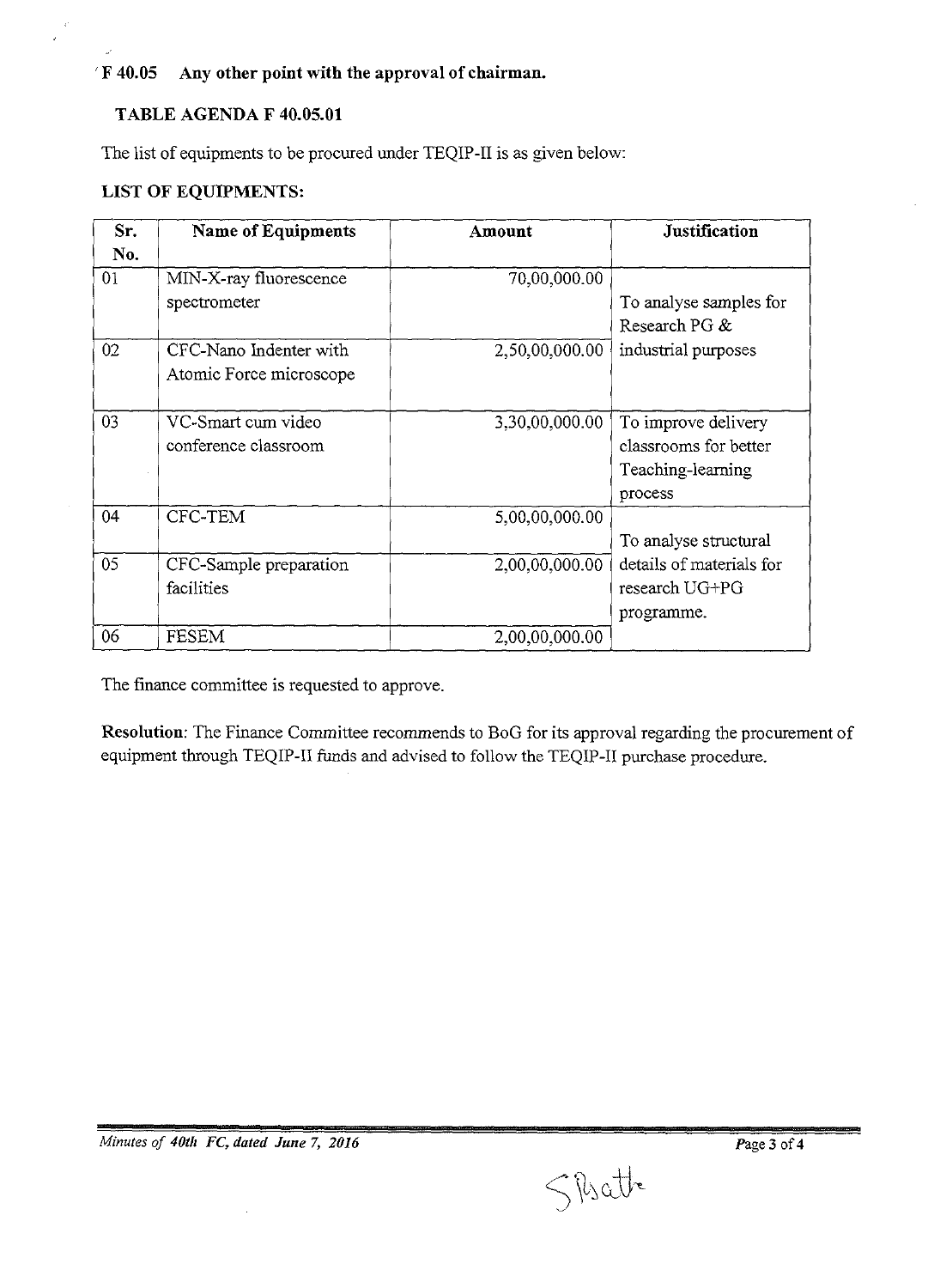## F 40.05 Any other point with the approval of chairman.

### TABLE AGENDA F 40.05.01

The list of equipments to be procured under TEQIP-II is as given below:

**LIST OF EQUIPMENTS:**

| Sr. No. | Name of Equipments | Amount | Justification |
|---|---|---|---|
| 01 | MIN-X-ray fluorescence spectrometer | 70,00,000.00 | To analyse samples for Research PG & industrial purposes |
| 02 | CFC-Nano Indenter with Atomic Force microscope | 2,50,00,000.00 | |
| 03 | VC-Smart cum video conference classroom | 3,30,00,000.00 | To improve delivery classrooms for better Teaching-learning process |
| 04 | CFC-TEM | 5,00,00,000.00 | To analyse structural details of materials for research UG+PG programme. |
| 05 | CFC-Sample preparation facilities | 2,00,00,000.00 | |
| 06 | FESEM | 2,00,00,000.00 | |

The finance committee is requested to approve.

**Resolution**: The Finance Committee recommends to BoG for its approval regarding the procurement of equipment through TEQIP-II funds and advised to follow the TEQIP-II purchase procedure.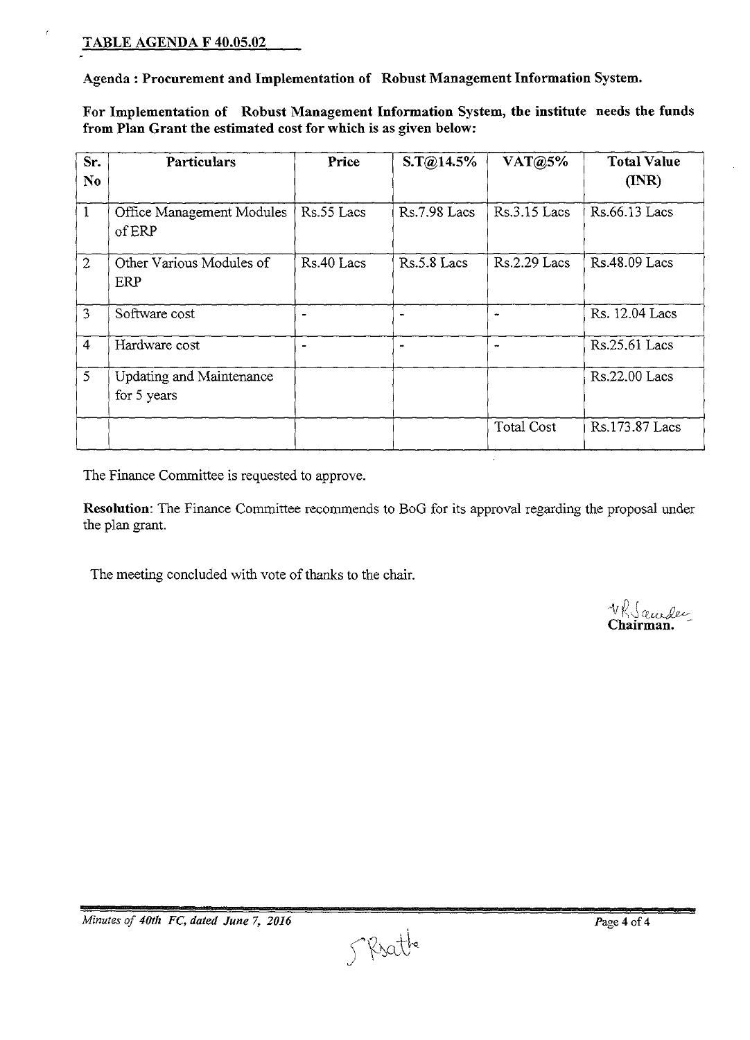## TABLE AGENDA F 40.05.02

**Agenda : Procurement and Implementation of Robust Management Information System.**

**For Implementation of Robust Management Information System, the institute needs the funds from Plan Grant the estimated cost for which is as given below:**

| Sr. No | Particulars | Price | S.T@14.5% | VAT@5% | Total Value (INR) |
|---|---|---|---|---|---|
| 1 | Office Management Modules of ERP | Rs.55 Lacs | Rs.7.98 Lacs | Rs.3.15 Lacs | Rs.66.13 Lacs |
| 2 | Other Various Modules of ERP | Rs.40 Lacs | Rs.5.8 Lacs | Rs.2.29 Lacs | Rs.48.09 Lacs |
| 3 | Software cost | - | - | - | Rs. 12.04 Lacs |
| 4 | Hardware cost | - | - | - | Rs.25.61 Lacs |
| 5 | Updating and Maintenance for 5 years | | | | Rs.22.00 Lacs |
| | | | | Total Cost | Rs.173.87 Lacs |

The Finance Committee is requested to approve.

**Resolution**: The Finance Committee recommends to BoG for its approval regarding the proposal under the plan grant.

The meeting concluded with vote of thanks to the chair.

**Chairman.**

*Minutes of 40th FC, dated June 7, 2016*